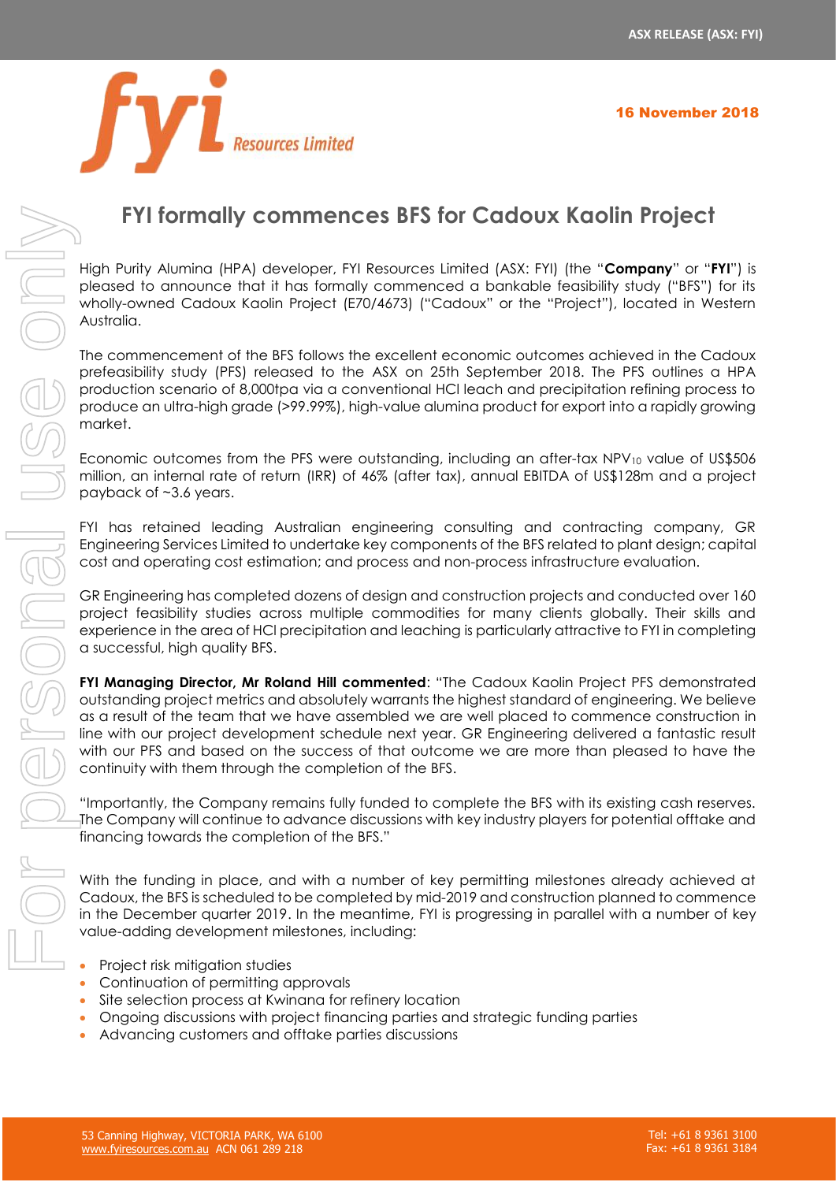# FYI formally commences BFS for Cadoux Kaolin Project

High Purity Alumina (HPA) developer, FYI Resources Limited (ASX: FYI) (the "**Company**" or "**FYI**") is pleased to announce that it has formally commenced a bankable feasibility study ("BFS") for its wholly-owned Cadoux Kaolin Project (E70/4673) ("Cadoux" or the "Project"), located in Western Australia.

The commencement of the BFS follows the excellent economic outcomes achieved in the Cadoux prefeasibility study (PFS) released to the ASX on 25th September 2018. The PFS outlines a HPA production scenario of 8,000tpa via a conventional HCl leach and precipitation refining process to produce an ultra-high grade (>99.99%), high-value alumina product for export into a rapidly growing market.

Economic outcomes from the PFS were outstanding, including an after-tax $NPV_{10}$ value of US$506 million, an internal rate of return (IRR) of 46% (after tax), annual EBITDA of US$128m and a project payback of ~3.6 years.

FYI has retained leading Australian engineering consulting and contracting company, GR Engineering Services Limited to undertake key components of the BFS related to plant design; capital cost and operating cost estimation; and process and non-process infrastructure evaluation.

GR Engineering has completed dozens of design and construction projects and conducted over 160 project feasibility studies across multiple commodities for many clients globally. Their skills and experience in the area of HCl precipitation and leaching is particularly attractive to FYI in completing a successful, high quality BFS.

**FYI Managing Director, Mr Roland Hill commented**: "The Cadoux Kaolin Project PFS demonstrated outstanding project metrics and absolutely warrants the highest standard of engineering. We believe as a result of the team that we have assembled we are well placed to commence construction in line with our project development schedule next year. GR Engineering delivered a fantastic result with our PFS and based on the success of that outcome we are more than pleased to have the continuity with them through the completion of the BFS.

"Importantly, the Company remains fully funded to complete the BFS with its existing cash reserves. The Company will continue to advance discussions with key industry players for potential offtake and financing towards the completion of the BFS."

With the funding in place, and with a number of key permitting milestones already achieved at Cadoux, the BFS is scheduled to be completed by mid-2019 and construction planned to commence in the December quarter 2019. In the meantime, FYI is progressing in parallel with a number of key value-adding development milestones, including:

- Project risk mitigation studies
- Continuation of permitting approvals
- Site selection process at Kwinana for refinery location
- Ongoing discussions with project financing parties and strategic funding parties
- Advancing customers and offtake parties discussions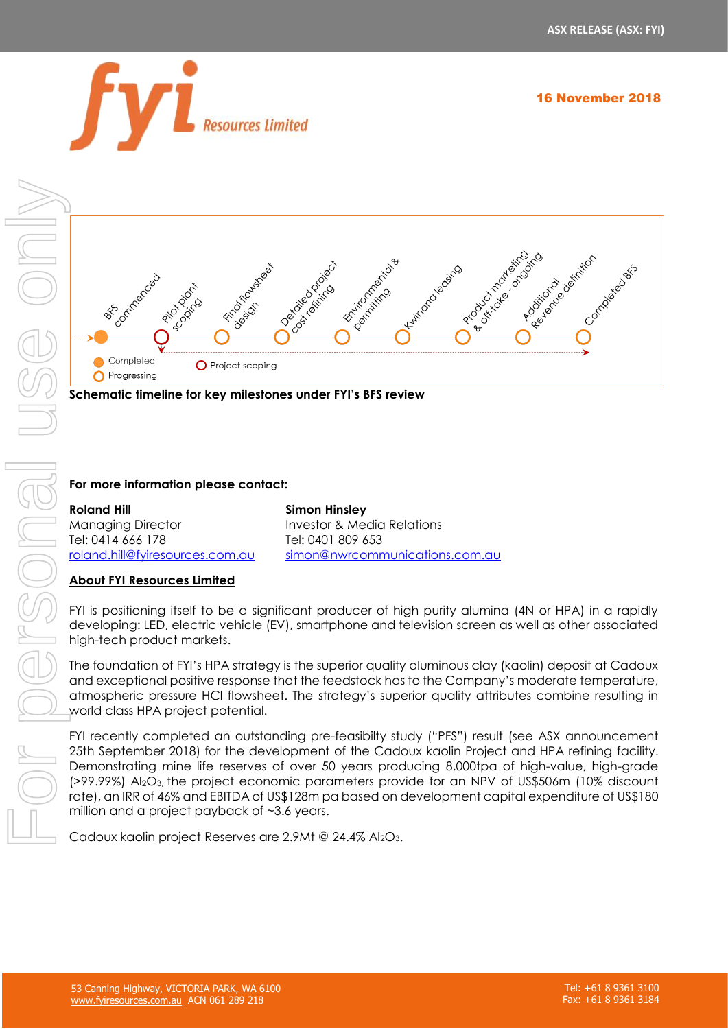BFS commenced — Pilot plant scoping — Final flowsheet design — Detailed project cost refining — Environmental & permitting — Kwinana leasing — Product marketing & off-take - ongoing — Additional Revenue definition — Completed BFS

Completed
Progressing
Project scoping

**Schematic timeline for key milestones under FYI's BFS review**

**For more information please contact:**

**Roland Hill**
Managing Director
Tel: 0414 666 178
roland.hill@fyiresources.com.au

**Simon Hinsley**
Investor & Media Relations
Tel: 0401 809 653
simon@nwrcommunications.com.au

## About FYI Resources Limited

FYI is positioning itself to be a significant producer of high purity alumina (4N or HPA) in a rapidly developing: LED, electric vehicle (EV), smartphone and television screen as well as other associated high-tech product markets.

The foundation of FYI's HPA strategy is the superior quality aluminous clay (kaolin) deposit at Cadoux and exceptional positive response that the feedstock has to the Company's moderate temperature, atmospheric pressure HCl flowsheet. The strategy's superior quality attributes combine resulting in world class HPA project potential.

FYI recently completed an outstanding pre-feasibility study ("PFS") result (see ASX announcement 25th September 2018) for the development of the Cadoux kaolin Project and HPA refining facility. Demonstrating mine life reserves of over 50 years producing 8,000tpa of high-value, high-grade (>99.99%) $Al_2O_3$, the project economic parameters provide for an NPV of US$506m (10% discount rate), an IRR of 46% and EBITDA of US$128m pa based on development capital expenditure of US$180 million and a project payback of ~3.6 years.

Cadoux kaolin project Reserves are 2.9Mt @ 24.4% $Al_2O_3$.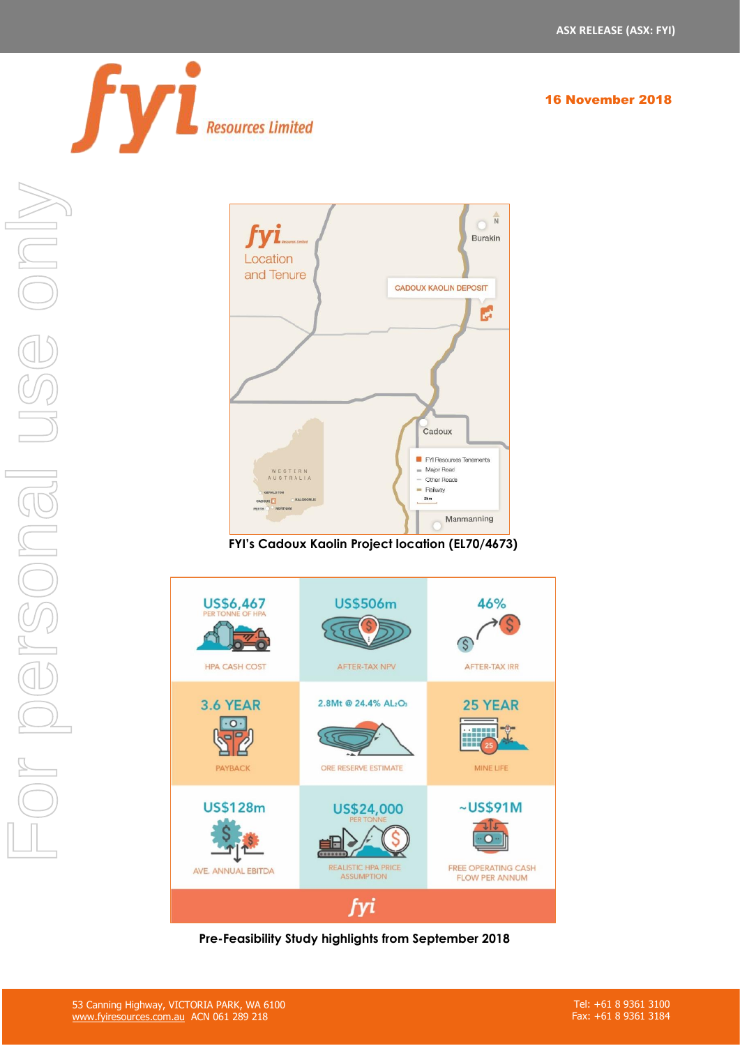FYI's Cadoux Kaolin Project location (EL70/4673)

| | | |
|---|---|---|
| US$6,467 PER TONNE OF HPA<br>HPA CASH COST | US$506m<br>AFTER-TAX NPV | 46%<br>AFTER-TAX IRR |
| 3.6 YEAR<br>PAYBACK | 2.8Mt @ 24.4% $Al_2O_3$<br>ORE RESERVE ESTIMATE | 25 YEAR<br>MINE LIFE |
| US$128m<br>AVE. ANNUAL EBITDA | US$24,000 PER TONNE<br>REALISTIC HPA PRICE ASSUMPTION | ~US$91M<br>FREE OPERATING CASH FLOW PER ANNUM |

Pre-Feasibility Study highlights from September 2018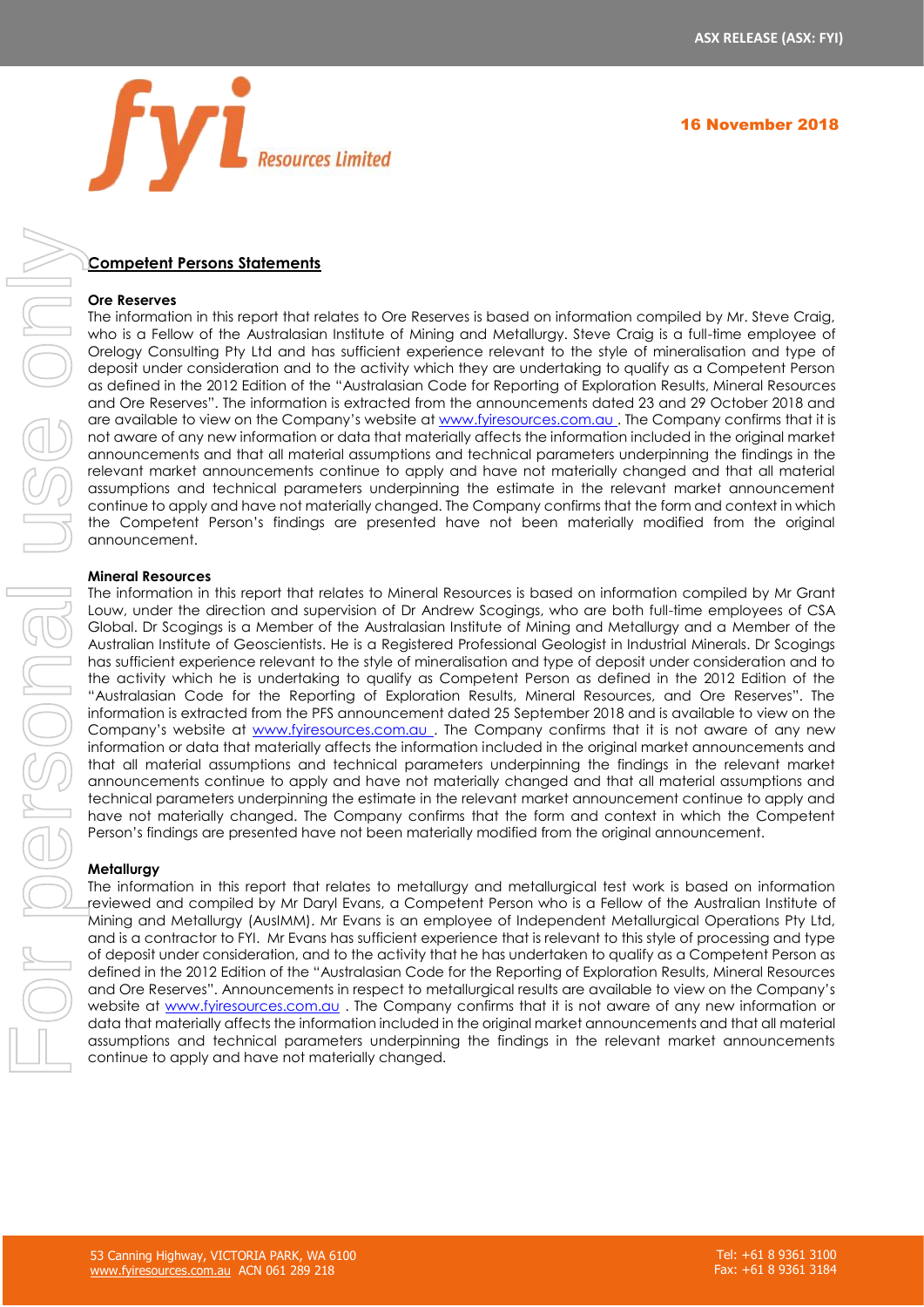## Competent Persons Statements

**Ore Reserves**

The information in this report that relates to Ore Reserves is based on information compiled by Mr. Steve Craig, who is a Fellow of the Australasian Institute of Mining and Metallurgy. Steve Craig is a full-time employee of Orelogy Consulting Pty Ltd and has sufficient experience relevant to the style of mineralisation and type of deposit under consideration and to the activity which they are undertaking to qualify as a Competent Person as defined in the 2012 Edition of the "Australasian Code for Reporting of Exploration Results, Mineral Resources and Ore Reserves". The information is extracted from the announcements dated 23 and 29 October 2018 and are available to view on the Company's website at www.fyiresources.com.au . The Company confirms that it is not aware of any new information or data that materially affects the information included in the original market announcements and that all material assumptions and technical parameters underpinning the findings in the relevant market announcements continue to apply and have not materially changed and that all material assumptions and technical parameters underpinning the estimate in the relevant market announcement continue to apply and have not materially changed. The Company confirms that the form and context in which the Competent Person's findings are presented have not been materially modified from the original announcement.

**Mineral Resources**

The information in this report that relates to Mineral Resources is based on information compiled by Mr Grant Louw, under the direction and supervision of Dr Andrew Scogings, who are both full-time employees of CSA Global. Dr Scogings is a Member of the Australasian Institute of Mining and Metallurgy and a Member of the Australian Institute of Geoscientists. He is a Registered Professional Geologist in Industrial Minerals. Dr Scogings has sufficient experience relevant to the style of mineralisation and type of deposit under consideration and to the activity which he is undertaking to qualify as Competent Person as defined in the 2012 Edition of the "Australasian Code for the Reporting of Exploration Results, Mineral Resources, and Ore Reserves". The information is extracted from the PFS announcement dated 25 September 2018 and is available to view on the Company's website at www.fyiresources.com.au . The Company confirms that it is not aware of any new information or data that materially affects the information included in the original market announcements and that all material assumptions and technical parameters underpinning the findings in the relevant market announcements continue to apply and have not materially changed and that all material assumptions and technical parameters underpinning the estimate in the relevant market announcement continue to apply and have not materially changed. The Company confirms that the form and context in which the Competent Person's findings are presented have not been materially modified from the original announcement.

**Metallurgy**

The information in this report that relates to metallurgy and metallurgical test work is based on information reviewed and compiled by Mr Daryl Evans, a Competent Person who is a Fellow of the Australian Institute of Mining and Metallurgy (AusIMM). Mr Evans is an employee of Independent Metallurgical Operations Pty Ltd, and is a contractor to FYI. Mr Evans has sufficient experience that is relevant to this style of processing and type of deposit under consideration, and to the activity that he has undertaken to qualify as a Competent Person as defined in the 2012 Edition of the "Australasian Code for the Reporting of Exploration Results, Mineral Resources and Ore Reserves". Announcements in respect to metallurgical results are available to view on the Company's website at www.fyiresources.com.au . The Company confirms that it is not aware of any new information or data that materially affects the information included in the original market announcements and that all material assumptions and technical parameters underpinning the findings in the relevant market announcements continue to apply and have not materially changed.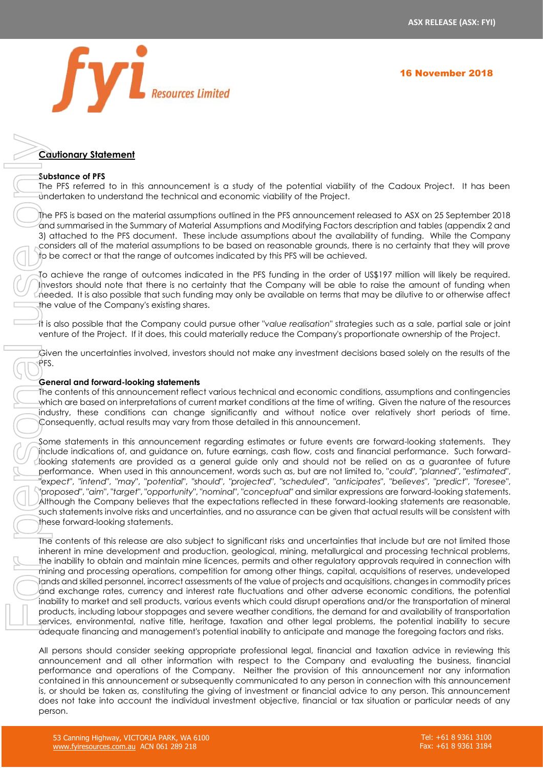## Cautionary Statement

**Substance of PFS**

The PFS referred to in this announcement is a study of the potential viability of the Cadoux Project. It has been undertaken to understand the technical and economic viability of the Project.

The PFS is based on the material assumptions outlined in the PFS announcement released to ASX on 25 September 2018 and summarised in the Summary of Material Assumptions and Modifying Factors description and tables (appendix 2 and 3) attached to the PFS document. These include assumptions about the availability of funding. While the Company considers all of the material assumptions to be based on reasonable grounds, there is no certainty that they will prove to be correct or that the range of outcomes indicated by this PFS will be achieved.

To achieve the range of outcomes indicated in the PFS funding in the order of US$197 million will likely be required. Investors should note that there is no certainty that the Company will be able to raise the amount of funding when needed. It is also possible that such funding may only be available on terms that may be dilutive to or otherwise affect the value of the Company's existing shares.

It is also possible that the Company could pursue other "*value realisation*" strategies such as a sale, partial sale or joint venture of the Project. If it does, this could materially reduce the Company's proportionate ownership of the Project.

Given the uncertainties involved, investors should not make any investment decisions based solely on the results of the PFS.

**General and forward-looking statements**

The contents of this announcement reflect various technical and economic conditions, assumptions and contingencies which are based on interpretations of current market conditions at the time of writing. Given the nature of the resources industry, these conditions can change significantly and without notice over relatively short periods of time. Consequently, actual results may vary from those detailed in this announcement.

Some statements in this announcement regarding estimates or future events are forward-looking statements. They include indications of, and guidance on, future earnings, cash flow, costs and financial performance. Such forward-looking statements are provided as a general guide only and should not be relied on as a guarantee of future performance. When used in this announcement, words such as, but are not limited to, "*could*", "*planned*", "*estimated*", "*expect*", "*intend*", "*may*", "*potential*", "*should*", "*projected*", "*scheduled*", "*anticipates*", "*believes*", "*predict*", "*foresee*", "*proposed*", "*aim*", "*target*", "*opportunity*", "*nominal*", "*conceptual*" and similar expressions are forward-looking statements. Although the Company believes that the expectations reflected in these forward-looking statements are reasonable, such statements involve risks and uncertainties, and no assurance can be given that actual results will be consistent with these forward-looking statements.

The contents of this release are also subject to significant risks and uncertainties that include but are not limited those inherent in mine development and production, geological, mining, metallurgical and processing technical problems, the inability to obtain and maintain mine licences, permits and other regulatory approvals required in connection with mining and processing operations, competition for among other things, capital, acquisitions of reserves, undeveloped lands and skilled personnel, incorrect assessments of the value of projects and acquisitions, changes in commodity prices and exchange rates, currency and interest rate fluctuations and other adverse economic conditions, the potential inability to market and sell products, various events which could disrupt operations and/or the transportation of mineral products, including labour stoppages and severe weather conditions, the demand for and availability of transportation services, environmental, native title, heritage, taxation and other legal problems, the potential inability to secure adequate financing and management's potential inability to anticipate and manage the foregoing factors and risks.

All persons should consider seeking appropriate professional legal, financial and taxation advice in reviewing this announcement and all other information with respect to the Company and evaluating the business, financial performance and operations of the Company. Neither the provision of this announcement nor any information contained in this announcement or subsequently communicated to any person in connection with this announcement is, or should be taken as, constituting the giving of investment or financial advice to any person. This announcement does not take into account the individual investment objective, financial or tax situation or particular needs of any person.